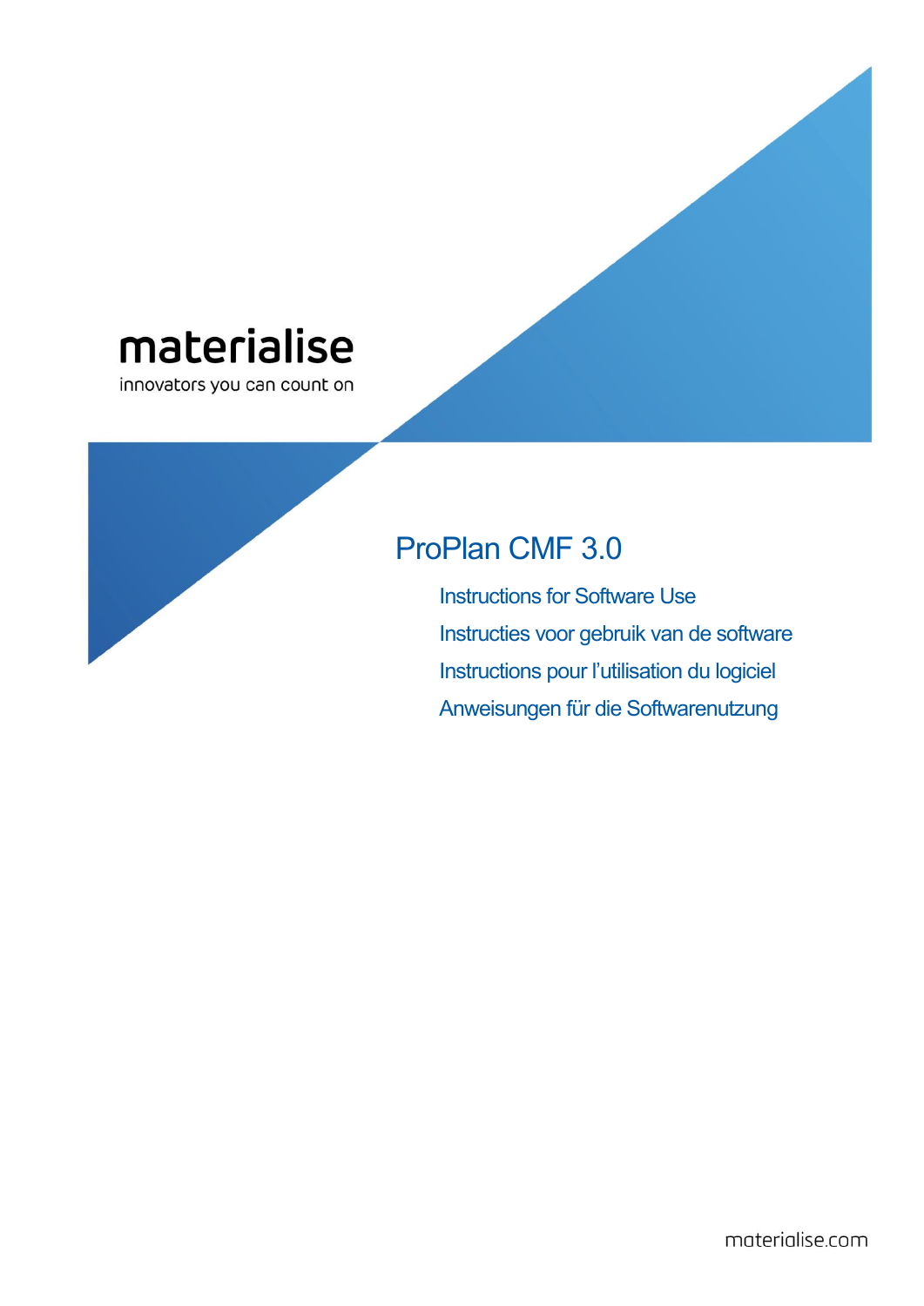materialise

innovators you can count on

# ProPlan CMF 3.0

Instructions for Software Use

Instructies voor gebruik van de software

Instructions pour l'utilisation du logiciel

Anweisungen für die Softwarenutzung

materialise.com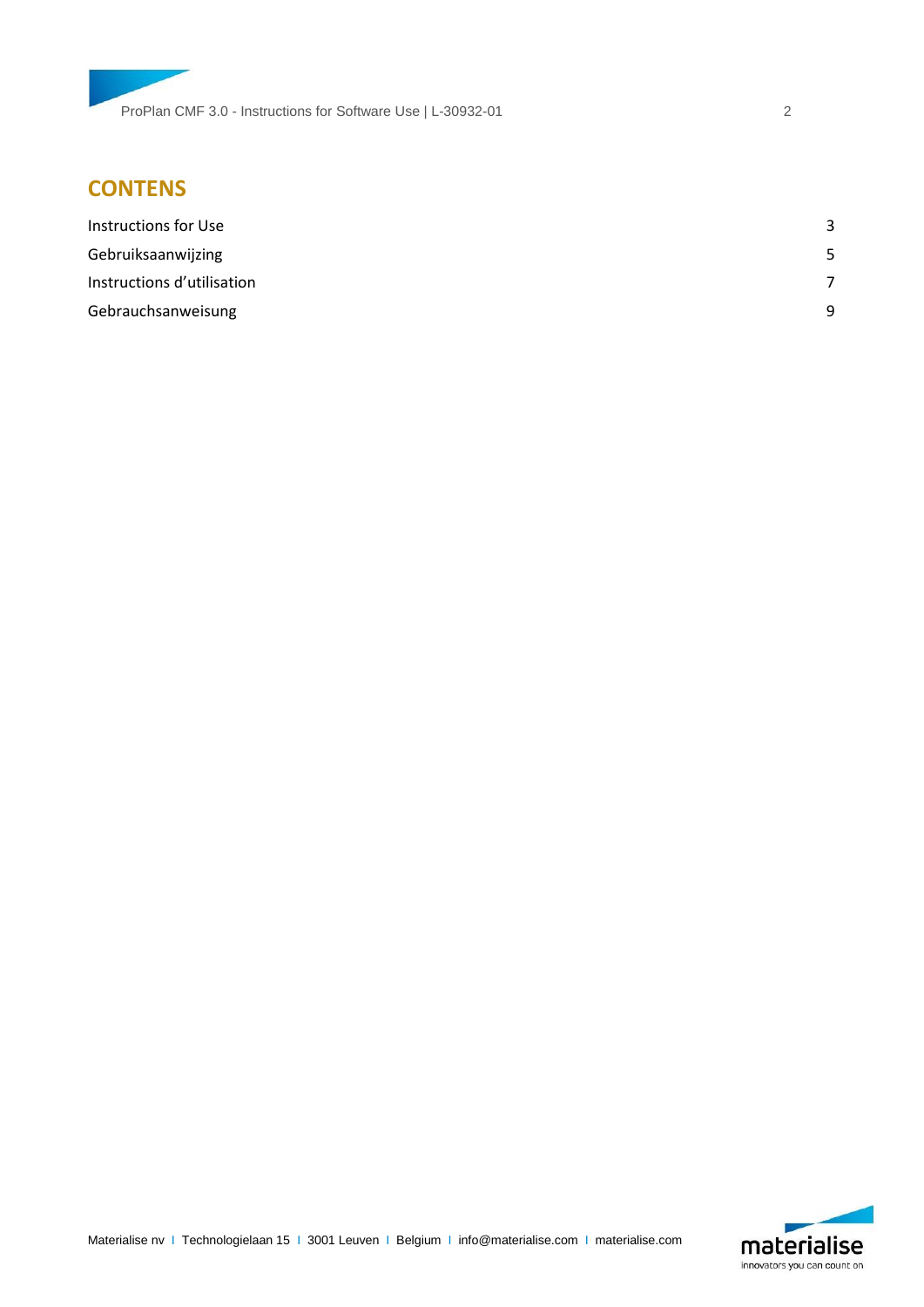# CONTENS

| | |
|---|---|
| Instructions for Use | 3 |
| Gebruiksaanwijzing | 5 |
| Instructions d'utilisation | 7 |
| Gebrauchsanweisung | 9 |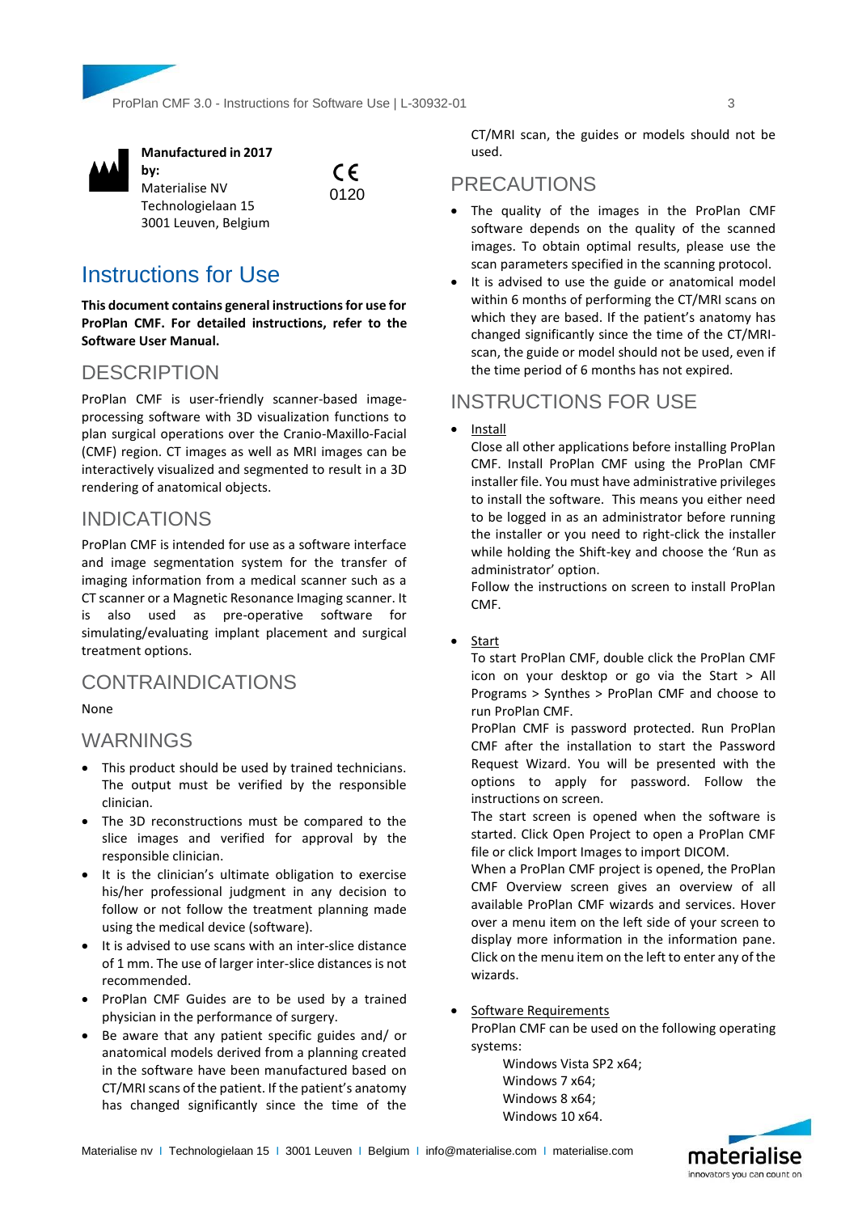**Manufactured in 2017 by:**
Materialise NV
Technologielaan 15
3001 Leuven, Belgium

CE
0120

# Instructions for Use

**This document contains general instructions for use for ProPlan CMF. For detailed instructions, refer to the Software User Manual.**

## DESCRIPTION

ProPlan CMF is user-friendly scanner-based image-processing software with 3D visualization functions to plan surgical operations over the Cranio-Maxillo-Facial (CMF) region. CT images as well as MRI images can be interactively visualized and segmented to result in a 3D rendering of anatomical objects.

## INDICATIONS

ProPlan CMF is intended for use as a software interface and image segmentation system for the transfer of imaging information from a medical scanner such as a CT scanner or a Magnetic Resonance Imaging scanner. It is also used as pre-operative software for simulating/evaluating implant placement and surgical treatment options.

## CONTRAINDICATIONS

None

## WARNINGS

- This product should be used by trained technicians. The output must be verified by the responsible clinician.
- The 3D reconstructions must be compared to the slice images and verified for approval by the responsible clinician.
- It is the clinician's ultimate obligation to exercise his/her professional judgment in any decision to follow or not follow the treatment planning made using the medical device (software).
- It is advised to use scans with an inter-slice distance of 1 mm. The use of larger inter-slice distances is not recommended.
- ProPlan CMF Guides are to be used by a trained physician in the performance of surgery.
- Be aware that any patient specific guides and/ or anatomical models derived from a planning created in the software have been manufactured based on CT/MRI scans of the patient. If the patient's anatomy has changed significantly since the time of the CT/MRI scan, the guides or models should not be used.

## PRECAUTIONS

- The quality of the images in the ProPlan CMF software depends on the quality of the scanned images. To obtain optimal results, please use the scan parameters specified in the scanning protocol.
- It is advised to use the guide or anatomical model within 6 months of performing the CT/MRI scans on which they are based. If the patient's anatomy has changed significantly since the time of the CT/MRI-scan, the guide or model should not be used, even if the time period of 6 months has not expired.

## INSTRUCTIONS FOR USE

- Install
  Close all other applications before installing ProPlan CMF. Install ProPlan CMF using the ProPlan CMF installer file. You must have administrative privileges to install the software. This means you either need to be logged in as an administrator before running the installer or you need to right-click the installer while holding the Shift-key and choose the 'Run as administrator' option.
  Follow the instructions on screen to install ProPlan CMF.

- Start
  To start ProPlan CMF, double click the ProPlan CMF icon on your desktop or go via the Start > All Programs > Synthes > ProPlan CMF and choose to run ProPlan CMF.
  ProPlan CMF is password protected. Run ProPlan CMF after the installation to start the Password Request Wizard. You will be presented with the options to apply for password. Follow the instructions on screen.
  The start screen is opened when the software is started. Click Open Project to open a ProPlan CMF file or click Import Images to import DICOM.
  When a ProPlan CMF project is opened, the ProPlan CMF Overview screen gives an overview of all available ProPlan CMF wizards and services. Hover over a menu item on the left side of your screen to display more information in the information pane. Click on the menu item on the left to enter any of the wizards.

- Software Requirements
  ProPlan CMF can be used on the following operating systems:
  - Windows Vista SP2 x64;
  - Windows 7 x64;
  - Windows 8 x64;
  - Windows 10 x64.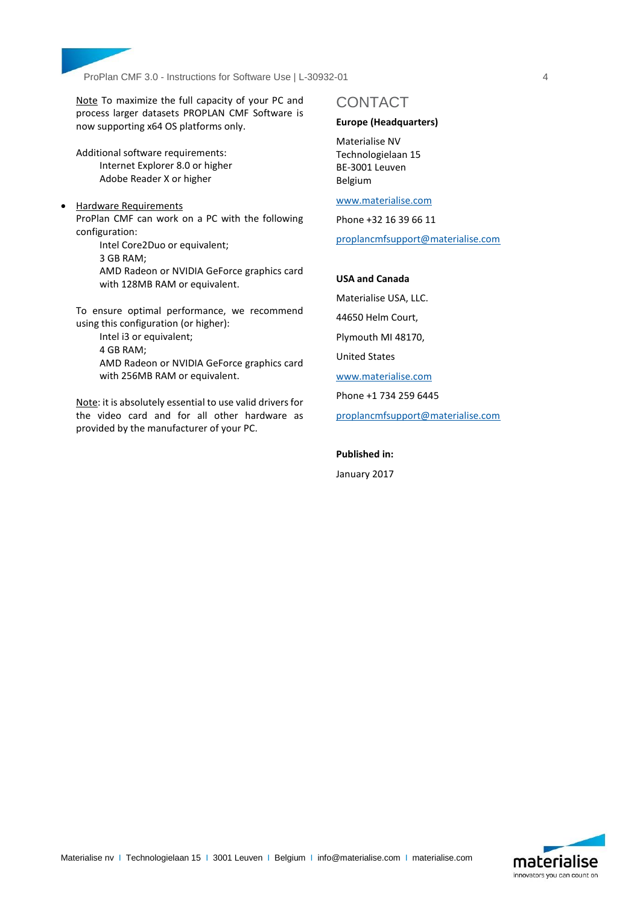Note To maximize the full capacity of your PC and process larger datasets PROPLAN CMF Software is now supporting x64 OS platforms only.

Additional software requirements:
Internet Explorer 8.0 or higher
Adobe Reader X or higher

- Hardware Requirements

ProPlan CMF can work on a PC with the following configuration:
Intel Core2Duo or equivalent;
3 GB RAM;
AMD Radeon or NVIDIA GeForce graphics card with 128MB RAM or equivalent.

To ensure optimal performance, we recommend using this configuration (or higher):
Intel i3 or equivalent;
4 GB RAM;
AMD Radeon or NVIDIA GeForce graphics card with 256MB RAM or equivalent.

Note: it is absolutely essential to use valid drivers for the video card and for all other hardware as provided by the manufacturer of your PC.

# CONTACT

**Europe (Headquarters)**

Materialise NV
Technologielaan 15
BE-3001 Leuven
Belgium

www.materialise.com

Phone +32 16 39 66 11

proplancmfsupport@materialise.com

**USA and Canada**

Materialise USA, LLC.

44650 Helm Court,

Plymouth MI 48170,

United States

www.materialise.com

Phone +1 734 259 6445

proplancmfsupport@materialise.com

**Published in:**

January 2017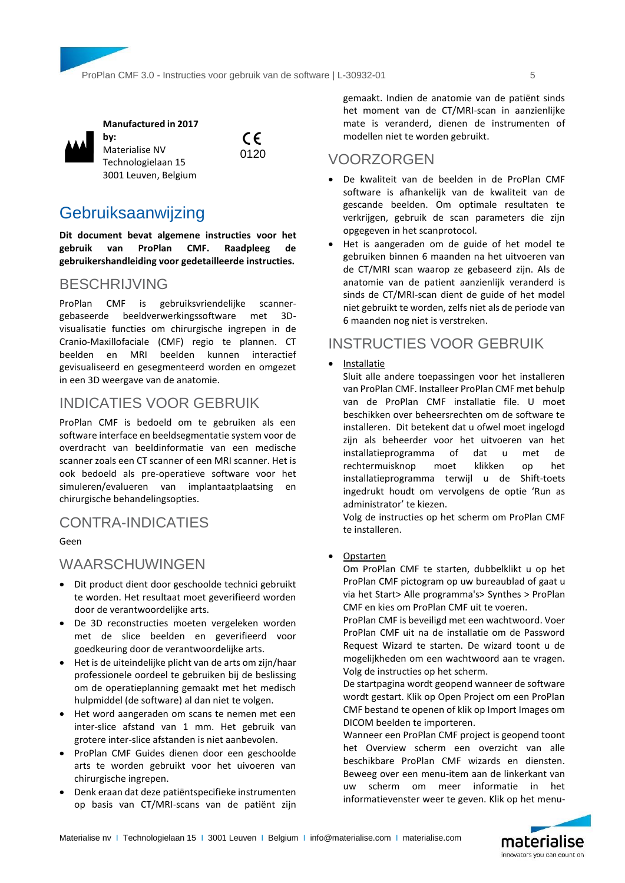**Manufactured in 2017 by:**
Materialise NV
Technologielaan 15
3001 Leuven, Belgium

CE
0120

# Gebruiksaanwijzing

**Dit document bevat algemene instructies voor het gebruik van ProPlan CMF. Raadpleeg de gebruikershandleiding voor gedetailleerde instructies.**

## BESCHRIJVING

ProPlan CMF is gebruiksvriendelijke scanner-gebaseerde beeldverwerkingssoftware met 3D-visualisatie functies om chirurgische ingrepen in de Cranio-Maxillofaciale (CMF) regio te plannen. CT beelden en MRI beelden kunnen interactief gevisualiseerd en gesegmenteerd worden en omgezet in een 3D weergave van de anatomie.

## INDICATIES VOOR GEBRUIK

ProPlan CMF is bedoeld om te gebruiken als een software interface en beeldsegmentatie system voor de overdracht van beeldinformatie van een medische scanner zoals een CT scanner of een MRI scanner. Het is ook bedoeld als pre-operatieve software voor het simuleren/evalueren van implantaatplaatsing en chirurgische behandelingsopties.

## CONTRA-INDICATIES

Geen

## WAARSCHUWINGEN

- Dit product dient door geschoolde technici gebruikt te worden. Het resultaat moet geverifieerd worden door de verantwoordelijke arts.
- De 3D reconstructies moeten vergeleken worden met de slice beelden en geverifieerd voor goedkeuring door de verantwoordelijke arts.
- Het is de uiteindelijke plicht van de arts om zijn/haar professionele oordeel te gebruiken bij de beslissing om de operatieplanning gemaakt met het medisch hulpmiddel (de software) al dan niet te volgen.
- Het word aangeraden om scans te nemen met een inter-slice afstand van 1 mm. Het gebruik van grotere inter-slice afstanden is niet aanbevolen.
- ProPlan CMF Guides dienen door een geschoolde arts te worden gebruikt voor het uivoeren van chirurgische ingrepen.
- Denk eraan dat deze patiëntspecifieke instrumenten op basis van CT/MRI-scans van de patiënt zijn gemaakt. Indien de anatomie van de patiënt sinds het moment van de CT/MRI-scan in aanzienlijke mate is veranderd, dienen de instrumenten of modellen niet te worden gebruikt.

## VOORZORGEN

- De kwaliteit van de beelden in de ProPlan CMF software is afhankelijk van de kwaliteit van de gescande beelden. Om optimale resultaten te verkrijgen, gebruik de scan parameters die zijn opgegeven in het scanprotocol.
- Het is aangeraden om de guide of het model te gebruiken binnen 6 maanden na het uitvoeren van de CT/MRI scan waarop ze gebaseerd zijn. Als de anatomie van de patient aanzienlijk veranderd is sinds de CT/MRI-scan dient de guide of het model niet gebruikt te worden, zelfs niet als de periode van 6 maanden nog niet is verstreken.

## INSTRUCTIES VOOR GEBRUIK

- Installatie
  Sluit alle andere toepassingen voor het installeren van ProPlan CMF. Installeer ProPlan CMF met behulp van de ProPlan CMF installatie file. U moet beschikken over beheersrechten om de software te installeren. Dit betekent dat u ofwel moet ingelogd zijn als beheerder voor het uitvoeren van het installatieprogramma of dat u met de rechtermuisknop moet klikken op het installatieprogramma terwijl u de Shift-toets ingedrukt houdt om vervolgens de optie 'Run as administrator' te kiezen.
  Volg de instructies op het scherm om ProPlan CMF te installeren.

- Opstarten
  Om ProPlan CMF te starten, dubbelklikt u op het ProPlan CMF pictogram op uw bureaublad of gaat u via het Start> Alle programma's> Synthes > ProPlan CMF en kies om ProPlan CMF uit te voeren.
  ProPlan CMF is beveiligd met een wachtwoord. Voer ProPlan CMF uit na de installatie om de Password Request Wizard te starten. De wizard toont u de mogelijkheden om een wachtwoord aan te vragen. Volg de instructies op het scherm.
  De startpagina wordt geopend wanneer de software wordt gestart. Klik op Open Project om een ProPlan CMF bestand te openen of klik op Import Images om DICOM beelden te importeren.
  Wanneer een ProPlan CMF project is geopend toont het Overview scherm een overzicht van alle beschikbare ProPlan CMF wizards en diensten. Beweeg over een menu-item aan de linkerkant van uw scherm om meer informatie in het informatievenster weer te geven. Klik op het menu-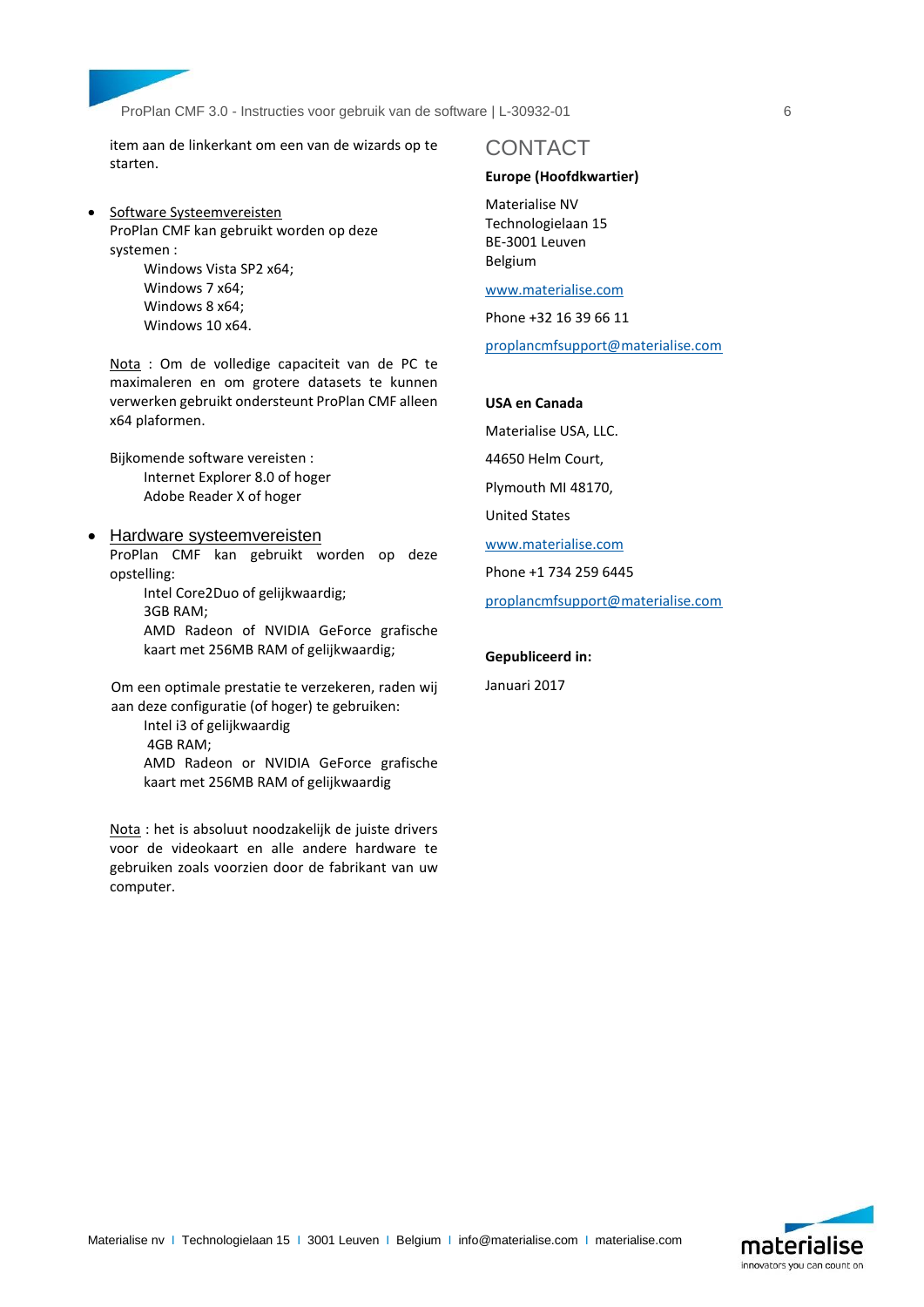item aan de linkerkant om een van de wizards op te starten.

- Software Systeemvereisten
  ProPlan CMF kan gebruikt worden op deze systemen :
  - Windows Vista SP2 x64;
  - Windows 7 x64;
  - Windows 8 x64;
  - Windows 10 x64.

  Nota : Om de volledige capaciteit van de PC te maximaleren en om grotere datasets te kunnen verwerken gebruikt ondersteunt ProPlan CMF alleen x64 plaformen.

  Bijkomende software vereisten :
  - Internet Explorer 8.0 of hoger
  - Adobe Reader X of hoger

- Hardware systeemvereisten
  ProPlan CMF kan gebruikt worden op deze opstelling:
  - Intel Core2Duo of gelijkwaardig;
  - 3GB RAM;
  - AMD Radeon of NVIDIA GeForce grafische kaart met 256MB RAM of gelijkwaardig;

  Om een optimale prestatie te verzekeren, raden wij aan deze configuratie (of hoger) te gebruiken:
  - Intel i3 of gelijkwaardig
  - 4GB RAM;
  - AMD Radeon or NVIDIA GeForce grafische kaart met 256MB RAM of gelijkwaardig

  Nota : het is absoluut noodzakelijk de juiste drivers voor de videokaart en alle andere hardware te gebruiken zoals voorzien door de fabrikant van uw computer.

# CONTACT

**Europe (Hoofdkwartier)**

Materialise NV
Technologielaan 15
BE-3001 Leuven
Belgium

www.materialise.com

Phone +32 16 39 66 11

proplancmfsupport@materialise.com

**USA en Canada**

Materialise USA, LLC.

44650 Helm Court,

Plymouth MI 48170,

United States

www.materialise.com

Phone +1 734 259 6445

proplancmfsupport@materialise.com

**Gepubliceerd in:**

Januari 2017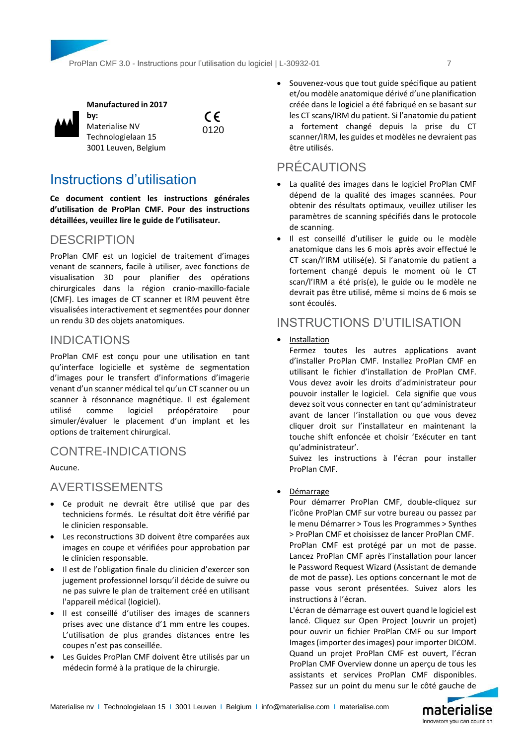**Manufactured in 2017 by:**
Materialise NV
Technologielaan 15
3001 Leuven, Belgium

CE 0120

# Instructions d'utilisation

**Ce document contient les instructions générales d'utilisation de ProPlan CMF. Pour des instructions détaillées, veuillez lire le guide de l'utilisateur.**

## DESCRIPTION

ProPlan CMF est un logiciel de traitement d'images venant de scanners, facile à utiliser, avec fonctions de visualisation 3D pour planifier des opérations chirurgicales dans la région cranio-maxillo-faciale (CMF). Les images de CT scanner et IRM peuvent être visualisées interactivement et segmentées pour donner un rendu 3D des objets anatomiques.

## INDICATIONS

ProPlan CMF est conçu pour une utilisation en tant qu'interface logicielle et système de segmentation d'images pour le transfert d'informations d'imagerie venant d'un scanner médical tel qu'un CT scanner ou un scanner à résonnance magnétique. Il est également utilisé comme logiciel préopératoire pour simuler/évaluer le placement d'un implant et les options de traitement chirurgical.

## CONTRE-INDICATIONS

Aucune.

## AVERTISSEMENTS

- Ce produit ne devrait être utilisé que par des techniciens formés. Le résultat doit être vérifié par le clinicien responsable.
- Les reconstructions 3D doivent être comparées aux images en coupe et vérifiées pour approbation par le clinicien responsable.
- Il est de l'obligation finale du clinicien d'exercer son jugement professionnel lorsqu'il décide de suivre ou ne pas suivre le plan de traitement créé en utilisant l'appareil médical (logiciel).
- Il est conseillé d'utiliser des images de scanners prises avec une distance d'1 mm entre les coupes. L'utilisation de plus grandes distances entre les coupes n'est pas conseillée.
- Les Guides ProPlan CMF doivent être utilisés par un médecin formé à la pratique de la chirurgie.
- Souvenez-vous que tout guide spécifique au patient et/ou modèle anatomique dérivé d'une planification créée dans le logiciel a été fabriqué en se basant sur les CT scans/IRM du patient. Si l'anatomie du patient a fortement changé depuis la prise du CT scanner/IRM, les guides et modèles ne devraient pas être utilisés.

## PRÉCAUTIONS

- La qualité des images dans le logiciel ProPlan CMF dépend de la qualité des images scannées. Pour obtenir des résultats optimaux, veuillez utiliser les paramètres de scanning spécifiés dans le protocole de scanning.
- Il est conseillé d'utiliser le guide ou le modèle anatomique dans les 6 mois après avoir effectué le CT scan/l'IRM utilisé(e). Si l'anatomie du patient a fortement changé depuis le moment où le CT scan/l'IRM a été pris(e), le guide ou le modèle ne devrait pas être utilisé, même si moins de 6 mois se sont écoulés.

## INSTRUCTIONS D'UTILISATION

- Installation
  Fermez toutes les autres applications avant d'installer ProPlan CMF. Installez ProPlan CMF en utilisant le fichier d'installation de ProPlan CMF. Vous devez avoir les droits d'administrateur pour pouvoir installer le logiciel. Cela signifie que vous devez soit vous connecter en tant qu'administrateur avant de lancer l'installation ou que vous devez cliquer droit sur l'installateur en maintenant la touche shift enfoncée et choisir 'Exécuter en tant qu'administrateur'.
  Suivez les instructions à l'écran pour installer ProPlan CMF.

- Démarrage
  Pour démarrer ProPlan CMF, double-cliquez sur l'icône ProPlan CMF sur votre bureau ou passez par le menu Démarrer > Tous les Programmes > Synthes > ProPlan CMF et choisissez de lancer ProPlan CMF.
  ProPlan CMF est protégé par un mot de passe. Lancez ProPlan CMF après l'installation pour lancer le Password Request Wizard (Assistant de demande de mot de passe). Les options concernant le mot de passe vous seront présentées. Suivez alors les instructions à l'écran.
  L'écran de démarrage est ouvert quand le logiciel est lancé. Cliquez sur Open Project (ouvrir un projet) pour ouvrir un fichier ProPlan CMF ou sur Import Images (importer des images) pour importer DICOM. Quand un projet ProPlan CMF est ouvert, l'écran ProPlan CMF Overview donne un aperçu de tous les assistants et services ProPlan CMF disponibles. Passez sur un point du menu sur le côté gauche de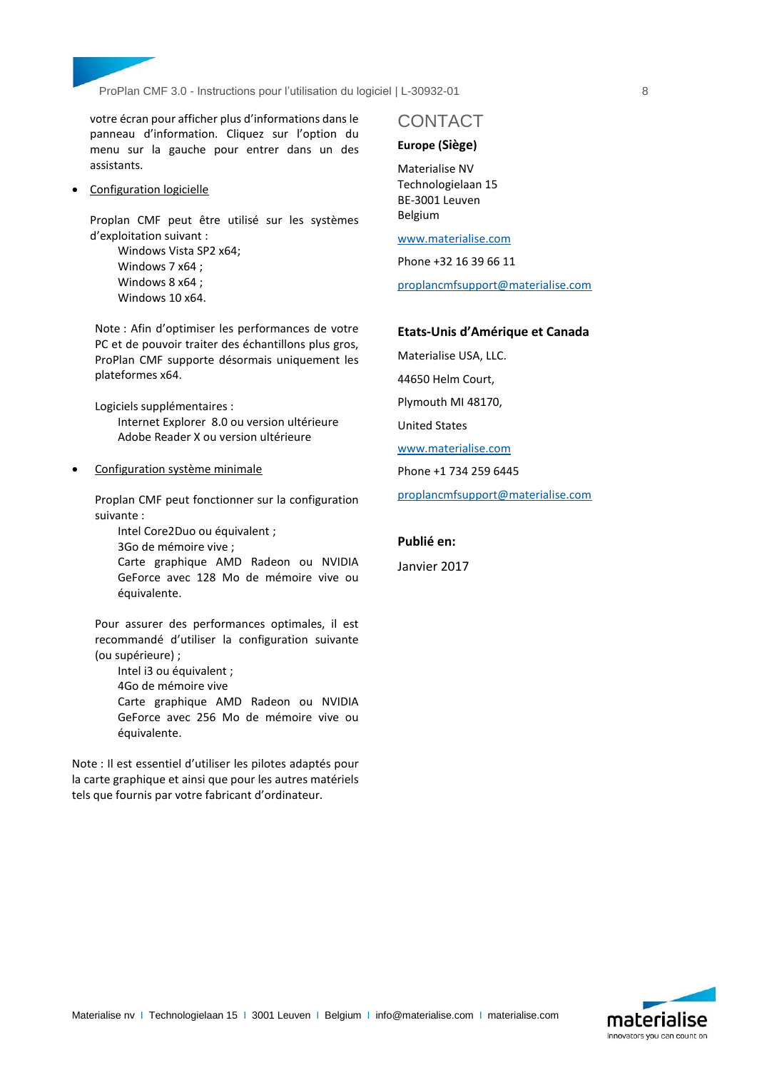votre écran pour afficher plus d'informations dans le panneau d'information. Cliquez sur l'option du menu sur la gauche pour entrer dans un des assistants.

- Configuration logicielle

  Proplan CMF peut être utilisé sur les systèmes d'exploitation suivant :

  Windows Vista SP2 x64;
  Windows 7 x64 ;
  Windows 8 x64 ;
  Windows 10 x64.

  Note : Afin d'optimiser les performances de votre PC et de pouvoir traiter des échantillons plus gros, ProPlan CMF supporte désormais uniquement les plateformes x64.

  Logiciels supplémentaires :

  Internet Explorer 8.0 ou version ultérieure
  Adobe Reader X ou version ultérieure

- Configuration système minimale

  Proplan CMF peut fonctionner sur la configuration suivante :

  Intel Core2Duo ou équivalent ;
  3Go de mémoire vive ;
  Carte graphique AMD Radeon ou NVIDIA GeForce avec 128 Mo de mémoire vive ou équivalente.

  Pour assurer des performances optimales, il est recommandé d'utiliser la configuration suivante (ou supérieure) ;

  Intel i3 ou équivalent ;
  4Go de mémoire vive
  Carte graphique AMD Radeon ou NVIDIA GeForce avec 256 Mo de mémoire vive ou équivalente.

Note : Il est essentiel d'utiliser les pilotes adaptés pour la carte graphique et ainsi que pour les autres matériels tels que fournis par votre fabricant d'ordinateur.

# CONTACT

**Europe (Siège)**

Materialise NV
Technologielaan 15
BE-3001 Leuven
Belgium

www.materialise.com

Phone +32 16 39 66 11

proplancmfsupport@materialise.com

**Etats-Unis d'Amérique et Canada**

Materialise USA, LLC.

44650 Helm Court,

Plymouth MI 48170,

United States

www.materialise.com

Phone +1 734 259 6445

proplancmfsupport@materialise.com

**Publié en:**

Janvier 2017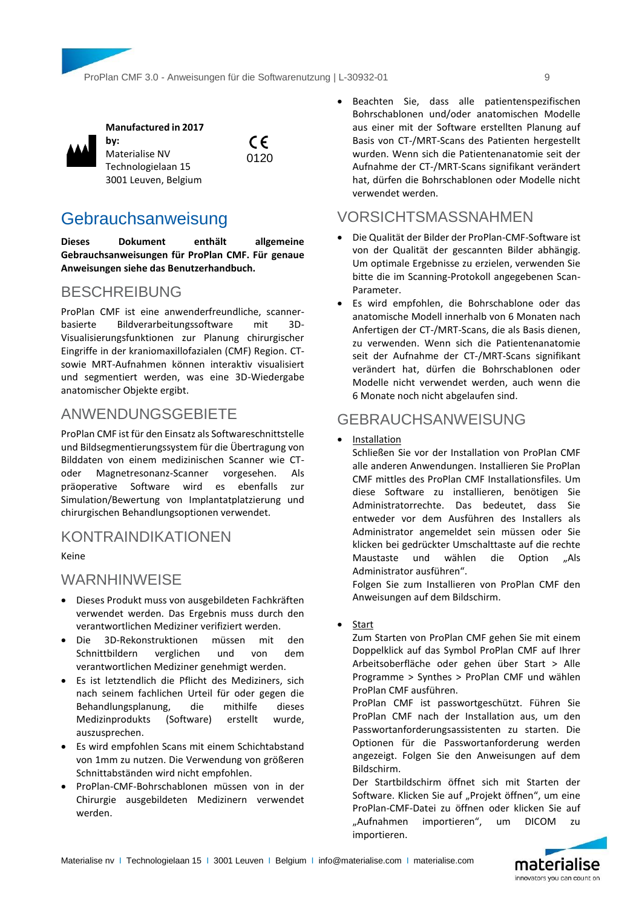**Manufactured in 2017 by:**
Materialise NV
Technologielaan 15
3001 Leuven, Belgium

CE
0120

# Gebrauchsanweisung

**Dieses Dokument enthält allgemeine Gebrauchsanweisungen für ProPlan CMF. Für genaue Anweisungen siehe das Benutzerhandbuch.**

## BESCHREIBUNG

ProPlan CMF ist eine anwenderfreundliche, scanner-basierte Bildverarbeitungssoftware mit 3D-Visualisierungsfunktionen zur Planung chirurgischer Eingriffe in der kraniomaxillofazialen (CMF) Region. CT- sowie MRT-Aufnahmen können interaktiv visualisiert und segmentiert werden, was eine 3D-Wiedergabe anatomischer Objekte ergibt.

## ANWENDUNGSGEBIETE

ProPlan CMF ist für den Einsatz als Softwareschnittstelle und Bildsegmentierungssystem für die Übertragung von Bilddaten von einem medizinischen Scanner wie CT- oder Magnetresonanz-Scanner vorgesehen. Als präoperative Software wird es ebenfalls zur Simulation/Bewertung von Implantatplatzierung und chirurgischen Behandlungsoptionen verwendet.

## KONTRAINDIKATIONEN

Keine

## WARNHINWEISE

- Dieses Produkt muss von ausgebildeten Fachkräften verwendet werden. Das Ergebnis muss durch den verantwortlichen Mediziner verifiziert werden.
- Die 3D-Rekonstruktionen müssen mit den Schnittbildern verglichen und von dem verantwortlichen Mediziner genehmigt werden.
- Es ist letztendlich die Pflicht des Mediziners, sich nach seinem fachlichen Urteil für oder gegen die Behandlungsplanung, die mithilfe dieses Medizinprodukts (Software) erstellt wurde, auszusprechen.
- Es wird empfohlen Scans mit einem Schichtabstand von 1mm zu nutzen. Die Verwendung von größeren Schnittabständen wird nicht empfohlen.
- ProPlan-CMF-Bohrschablonen müssen von in der Chirurgie ausgebildeten Medizinern verwendet werden.
- Beachten Sie, dass alle patientenspezifischen Bohrschablonen und/oder anatomischen Modelle aus einer mit der Software erstellten Planung auf Basis von CT-/MRT-Scans des Patienten hergestellt wurden. Wenn sich die Patientenanatomie seit der Aufnahme der CT-/MRT-Scans signifikant verändert hat, dürfen die Bohrschablonen oder Modelle nicht verwendet werden.

## VORSICHTSMASSNAHMEN

- Die Qualität der Bilder der ProPlan-CMF-Software ist von der Qualität der gescannten Bilder abhängig. Um optimale Ergebnisse zu erzielen, verwenden Sie bitte die im Scanning-Protokoll angegebenen Scan-Parameter.
- Es wird empfohlen, die Bohrschablone oder das anatomische Modell innerhalb von 6 Monaten nach Anfertigen der CT-/MRT-Scans, die als Basis dienen, zu verwenden. Wenn sich die Patientenanatomie seit der Aufnahme der CT-/MRT-Scans signifikant verändert hat, dürfen die Bohrschablonen oder Modelle nicht verwendet werden, auch wenn die 6 Monate noch nicht abgelaufen sind.

## GEBRAUCHSANWEISUNG

- Installation
  Schließen Sie vor der Installation von ProPlan CMF alle anderen Anwendungen. Installieren Sie ProPlan CMF mittels des ProPlan CMF Installationsfiles. Um diese Software zu installieren, benötigen Sie Administratorrechte. Das bedeutet, dass Sie entweder vor dem Ausführen des Installers als Administrator angemeldet sein müssen oder Sie klicken bei gedrückter Umschalttaste auf die rechte Maustaste und wählen die Option „Als Administrator ausführen".
  Folgen Sie zum Installieren von ProPlan CMF den Anweisungen auf dem Bildschirm.

- Start
  Zum Starten von ProPlan CMF gehen Sie mit einem Doppelklick auf das Symbol ProPlan CMF auf Ihrer Arbeitsoberfläche oder gehen über Start > Alle Programme > Synthes > ProPlan CMF und wählen ProPlan CMF ausführen.
  ProPlan CMF ist passwortgeschützt. Führen Sie ProPlan CMF nach der Installation aus, um den Passwortanforderungsassistenten zu starten. Die Optionen für die Passwortanforderung werden angezeigt. Folgen Sie den Anweisungen auf dem Bildschirm.
  Der Startbildschirm öffnet sich mit Starten der Software. Klicken Sie auf „Projekt öffnen", um eine ProPlan-CMF-Datei zu öffnen oder klicken Sie auf „Aufnahmen importieren", um DICOM zu importieren.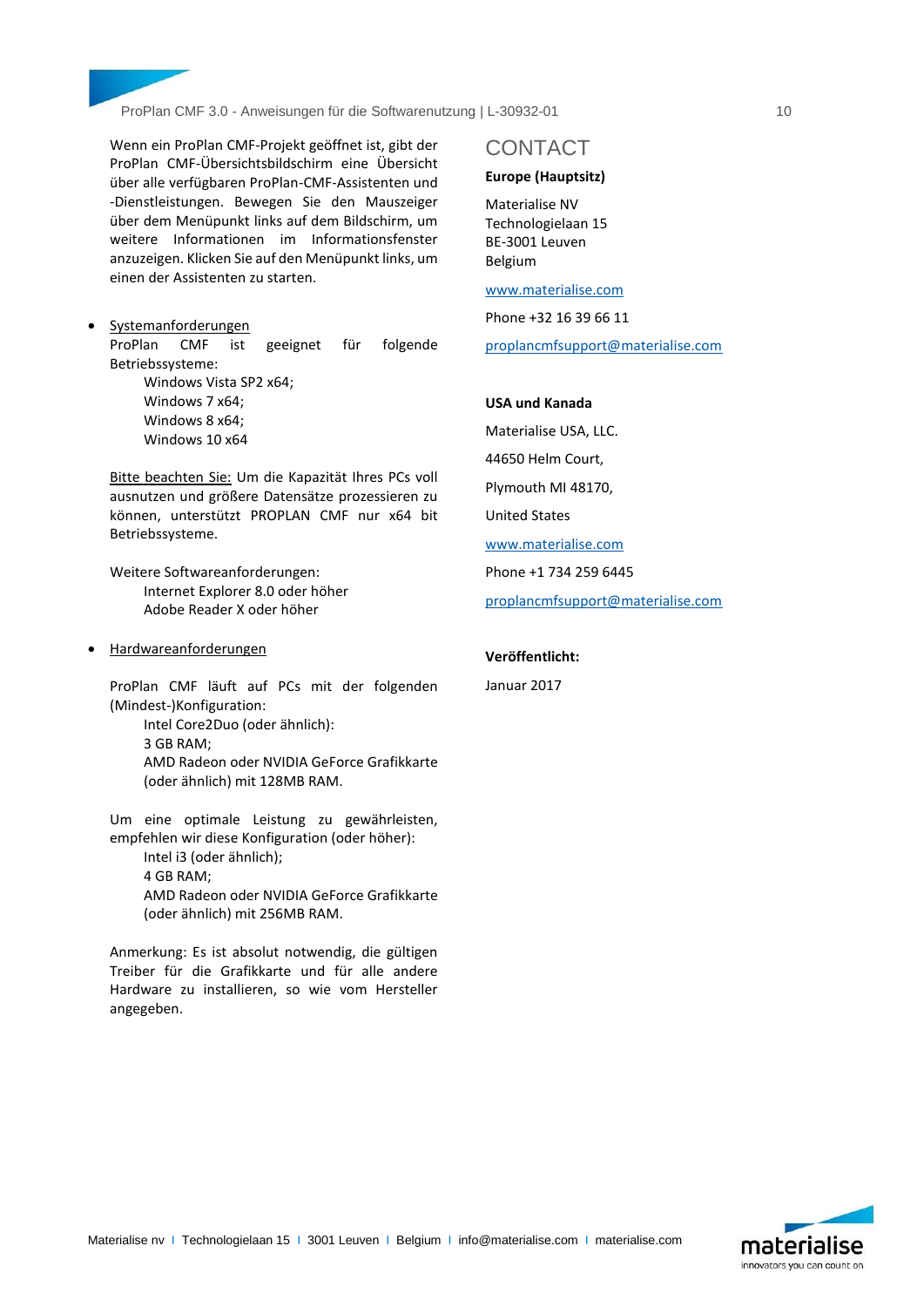Wenn ein ProPlan CMF-Projekt geöffnet ist, gibt der ProPlan CMF-Übersichtsbildschirm eine Übersicht über alle verfügbaren ProPlan-CMF-Assistenten und -Dienstleistungen. Bewegen Sie den Mauszeiger über dem Menüpunkt links auf dem Bildschirm, um weitere Informationen im Informationsfenster anzuzeigen. Klicken Sie auf den Menüpunkt links, um einen der Assistenten zu starten.

- Systemanforderungen
  ProPlan CMF ist geeignet für folgende Betriebssysteme:
  - Windows Vista SP2 x64;
  - Windows 7 x64;
  - Windows 8 x64;
  - Windows 10 x64

  Bitte beachten Sie: Um die Kapazität Ihres PCs voll ausnutzen und größere Datensätze prozessieren zu können, unterstützt PROPLAN CMF nur x64 bit Betriebssysteme.

  Weitere Softwareanforderungen:
  - Internet Explorer 8.0 oder höher
  - Adobe Reader X oder höher

- Hardwareanforderungen

  ProPlan CMF läuft auf PCs mit der folgenden (Mindest-)Konfiguration:
  - Intel Core2Duo (oder ähnlich):
  - 3 GB RAM;
  - AMD Radeon oder NVIDIA GeForce Grafikkarte (oder ähnlich) mit 128MB RAM.

  Um eine optimale Leistung zu gewährleisten, empfehlen wir diese Konfiguration (oder höher):
  - Intel i3 (oder ähnlich);
  - 4 GB RAM;
  - AMD Radeon oder NVIDIA GeForce Grafikkarte (oder ähnlich) mit 256MB RAM.

  Anmerkung: Es ist absolut notwendig, die gültigen Treiber für die Grafikkarte und für alle andere Hardware zu installieren, so wie vom Hersteller angegeben.

# CONTACT

**Europe (Hauptsitz)**

Materialise NV
Technologielaan 15
BE-3001 Leuven
Belgium

www.materialise.com

Phone +32 16 39 66 11

proplancmfsupport@materialise.com

**USA und Kanada**

Materialise USA, LLC.

44650 Helm Court,

Plymouth MI 48170,

United States

www.materialise.com

Phone +1 734 259 6445

proplancmfsupport@materialise.com

**Veröffentlicht:**

Januar 2017